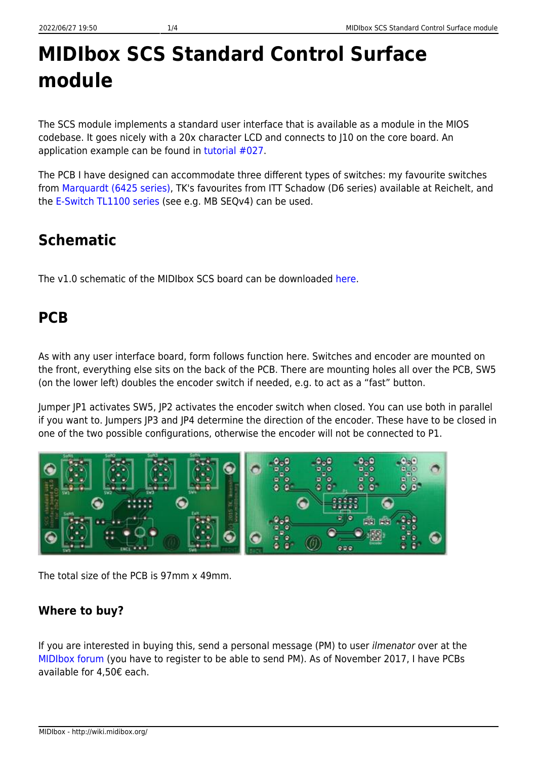# MIDIbox SCS Standard Control Surface module

The SCS module implements a standard user interface that is available as a module in the MIOS codebase. It goes nicely with a 20x character LCD and connects to J10 on the core board. An application example can be found in tutorial #027.

The PCB I have designed can accommodate three different types of switches: my favourite switches from Marquardt (6425 series), TK's favourites from ITT Schadow (D6 series) available at Reichelt, and the E-Switch TL1100 series (see e.g. MB SEQv4) can be used.

## Schematic

The v1.0 schematic of the MIDIbox SCS board can be downloaded here.

## PCB

As with any user interface board, form follows function here. Switches and encoder are mounted on the front, everything else sits on the back of the PCB. There are mounting holes all over the PCB, SW5 (on the lower left) doubles the encoder switch if needed, e.g. to act as a “fast” button.

Jumper JP1 activates SW5, JP2 activates the encoder switch when closed. You can use both in parallel if you want to. Jumpers JP3 and JP4 determine the direction of the encoder. These have to be closed in one of the two possible configurations, otherwise the encoder will not be connected to P1.

The total size of the PCB is 97mm x 49mm.

### Where to buy?

If you are interested in buying this, send a personal message (PM) to user *ilmenator* over at the MIDIbox forum (you have to register to be able to send PM). As of November 2017, I have PCBs available for 4,50€ each.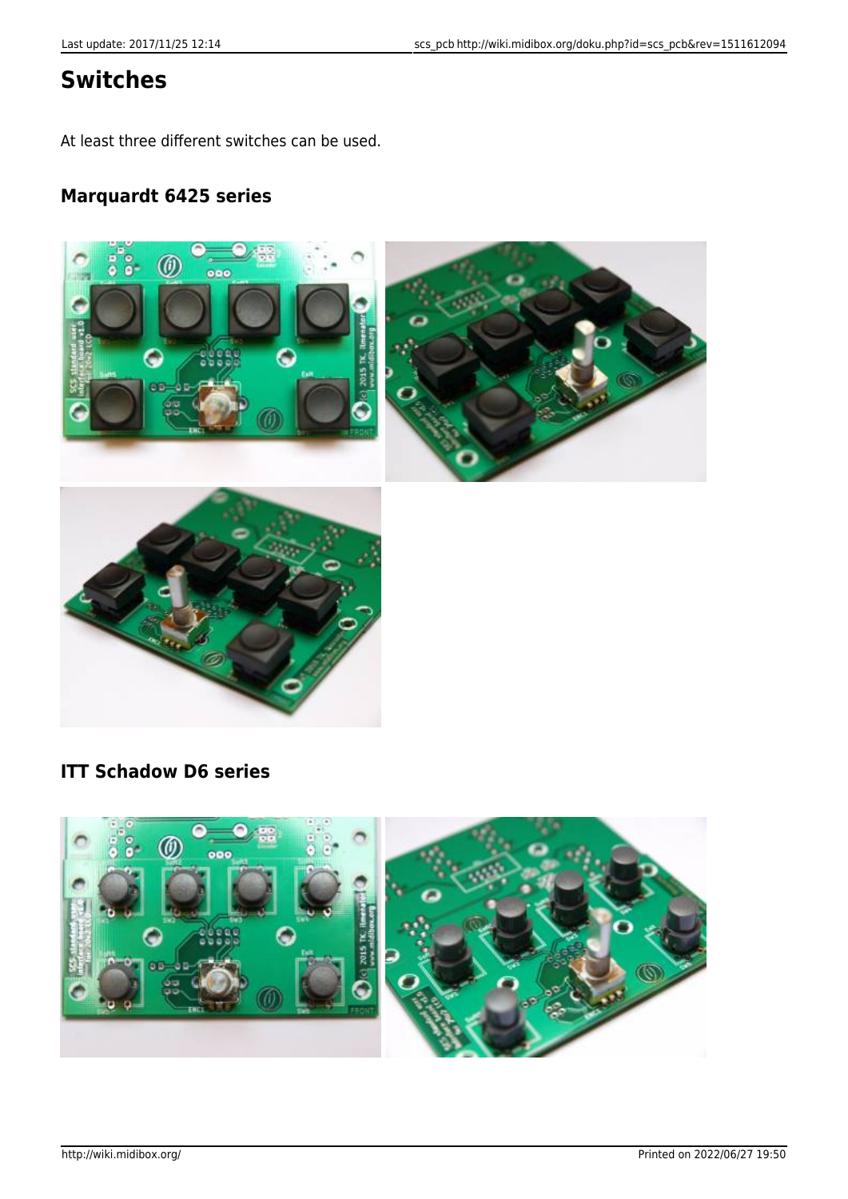# Switches

At least three different switches can be used.

## Marquardt 6425 series

## ITT Schadow D6 series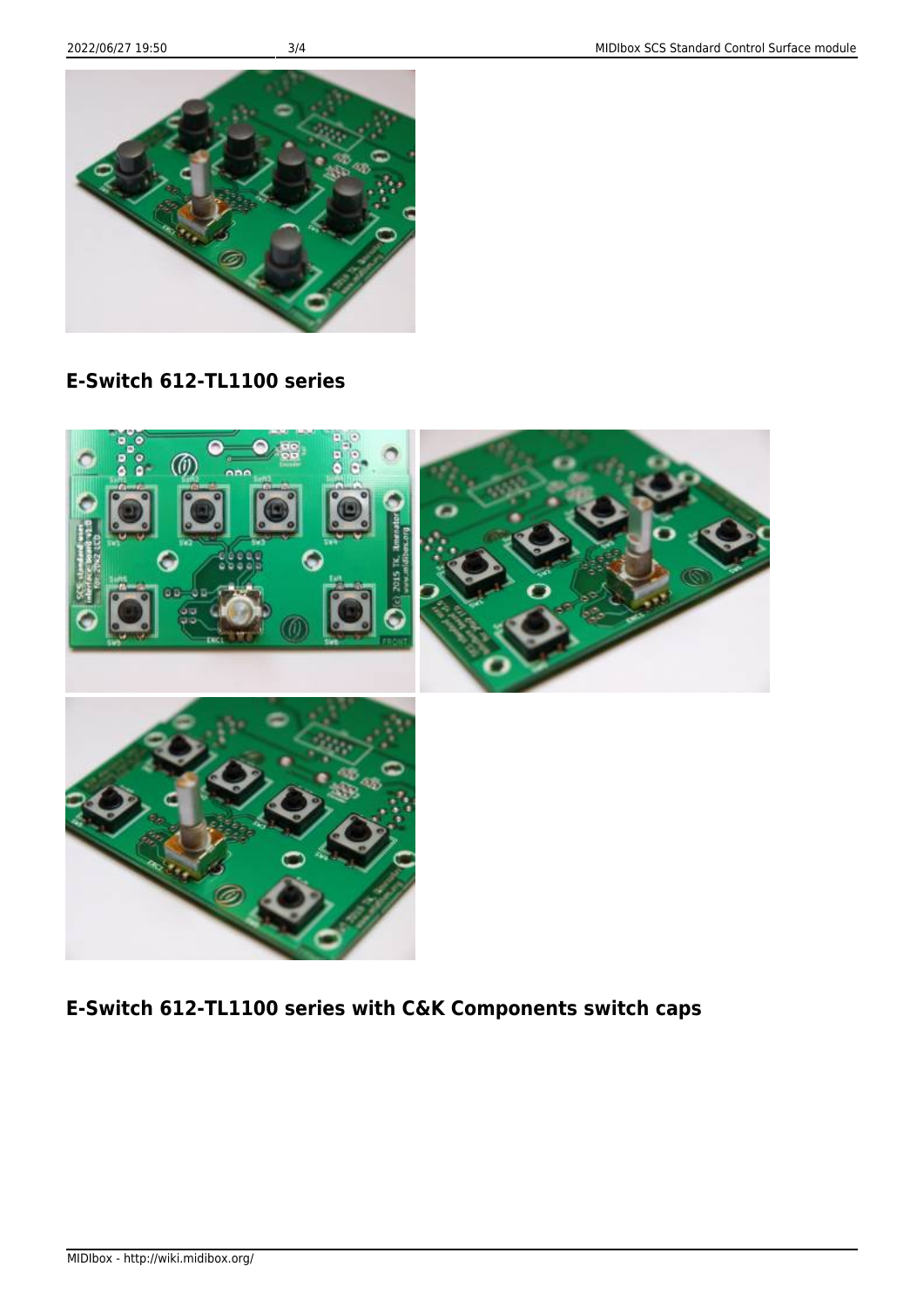## E-Switch 612-TL1100 series

## E-Switch 612-TL1100 series with C&K Components switch caps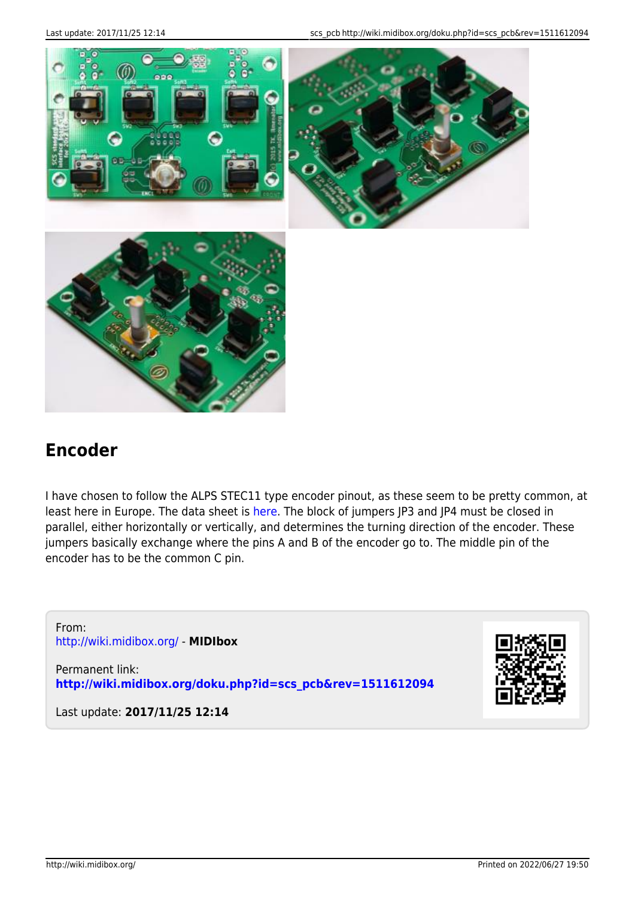## Encoder

I have chosen to follow the ALPS STEC11 type encoder pinout, as these seem to be pretty common, at least here in Europe. The data sheet is here. The block of jumpers JP3 and JP4 must be closed in parallel, either horizontally or vertically, and determines the turning direction of the encoder. These jumpers basically exchange where the pins A and B of the encoder go to. The middle pin of the encoder has to be the common C pin.

From:
http://wiki.midibox.org/ - **MIDIbox**

Permanent link:
**http://wiki.midibox.org/doku.php?id=scs_pcb&rev=1511612094**

Last update: **2017/11/25 12:14**